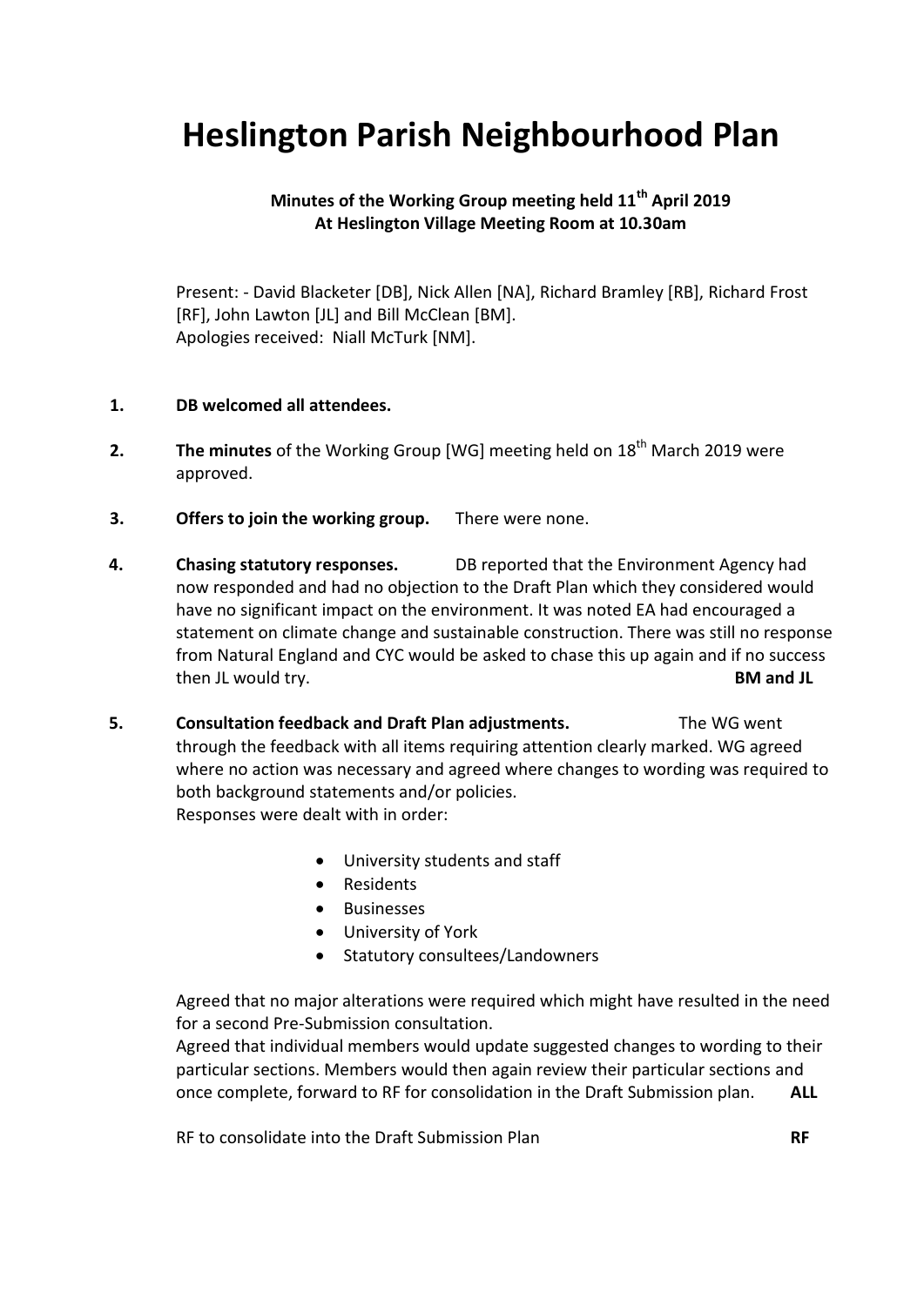# Heslington Parish Neighbourhood Plan

**Minutes of the Working Group meeting held 11th April 2019**
**At Heslington Village Meeting Room at 10.30am**

Present: - David Blacketer [DB], Nick Allen [NA], Richard Bramley [RB], Richard Frost [RF], John Lawton [JL] and Bill McClean [BM].
Apologies received: Niall McTurk [NM].

1. **DB welcomed all attendees.**

2. **The minutes** of the Working Group [WG] meeting held on 18th March 2019 were approved.

3. **Offers to join the working group.** There were none.

4. **Chasing statutory responses.** DB reported that the Environment Agency had now responded and had no objection to the Draft Plan which they considered would have no significant impact on the environment. It was noted EA had encouraged a statement on climate change and sustainable construction. There was still no response from Natural England and CYC would be asked to chase this up again and if no success then JL would try. **BM and JL**

5. **Consultation feedback and Draft Plan adjustments.** The WG went through the feedback with all items requiring attention clearly marked. WG agreed where no action was necessary and agreed where changes to wording was required to both background statements and/or policies.
   Responses were dealt with in order:

   - University students and staff
   - Residents
   - Businesses
   - University of York
   - Statutory consultees/Landowners

   Agreed that no major alterations were required which might have resulted in the need for a second Pre-Submission consultation.
   Agreed that individual members would update suggested changes to wording to their particular sections. Members would then again review their particular sections and once complete, forward to RF for consolidation in the Draft Submission plan. **ALL**

   RF to consolidate into the Draft Submission Plan **RF**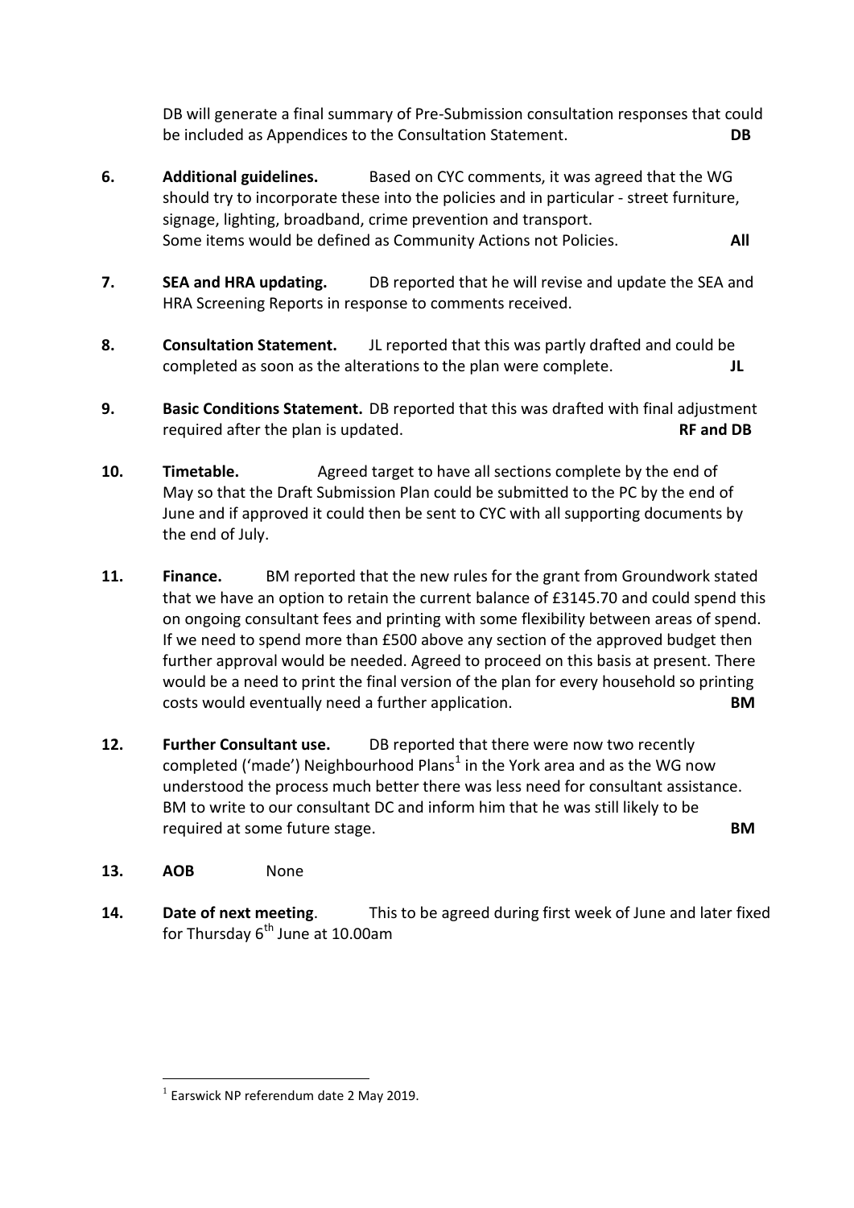DB will generate a final summary of Pre-Submission consultation responses that could be included as Appendices to the Consultation Statement. **DB**

6. **Additional guidelines.** Based on CYC comments, it was agreed that the WG should try to incorporate these into the policies and in particular - street furniture, signage, lighting, broadband, crime prevention and transport. Some items would be defined as Community Actions not Policies. **All**

7. **SEA and HRA updating.** DB reported that he will revise and update the SEA and HRA Screening Reports in response to comments received.

8. **Consultation Statement.** JL reported that this was partly drafted and could be completed as soon as the alterations to the plan were complete. **JL**

9. **Basic Conditions Statement.** DB reported that this was drafted with final adjustment required after the plan is updated. **RF and DB**

10. **Timetable.** Agreed target to have all sections complete by the end of May so that the Draft Submission Plan could be submitted to the PC by the end of June and if approved it could then be sent to CYC with all supporting documents by the end of July.

11. **Finance.** BM reported that the new rules for the grant from Groundwork stated that we have an option to retain the current balance of £3145.70 and could spend this on ongoing consultant fees and printing with some flexibility between areas of spend. If we need to spend more than £500 above any section of the approved budget then further approval would be needed. Agreed to proceed on this basis at present. There would be a need to print the final version of the plan for every household so printing costs would eventually need a further application. **BM**

12. **Further Consultant use.** DB reported that there were now two recently completed ('made') Neighbourhood Plans[1] in the York area and as the WG now understood the process much better there was less need for consultant assistance. BM to write to our consultant DC and inform him that he was still likely to be required at some future stage. **BM**

13. **AOB** None

14. **Date of next meeting**. This to be agreed during first week of June and later fixed for Thursday 6th June at 10.00am

[1] Earswick NP referendum date 2 May 2019.